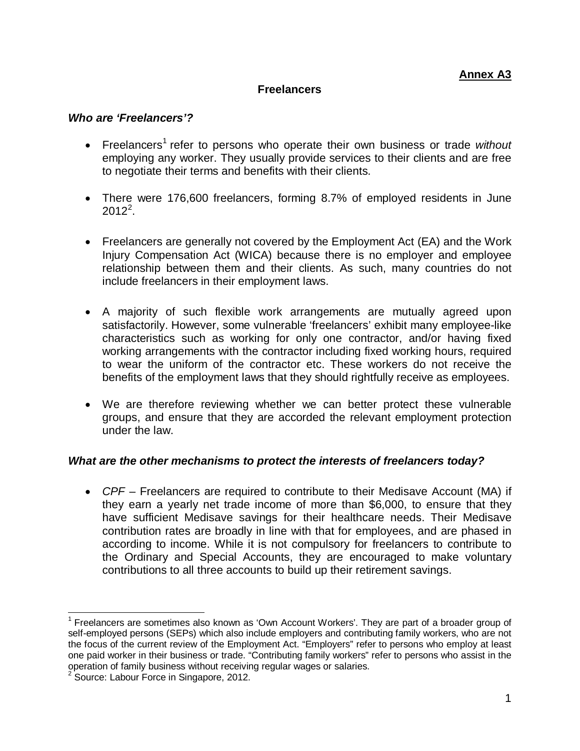**Annex A3**

## Freelancers

### *Who are 'Freelancers'?*

- Freelancers[1] refer to persons who operate their own business or trade *without* employing any worker. They usually provide services to their clients and are free to negotiate their terms and benefits with their clients.

- There were 176,600 freelancers, forming 8.7% of employed residents in June 2012[2].

- Freelancers are generally not covered by the Employment Act (EA) and the Work Injury Compensation Act (WICA) because there is no employer and employee relationship between them and their clients. As such, many countries do not include freelancers in their employment laws.

- A majority of such flexible work arrangements are mutually agreed upon satisfactorily. However, some vulnerable 'freelancers' exhibit many employee-like characteristics such as working for only one contractor, and/or having fixed working arrangements with the contractor including fixed working hours, required to wear the uniform of the contractor etc. These workers do not receive the benefits of the employment laws that they should rightfully receive as employees.

- We are therefore reviewing whether we can better protect these vulnerable groups, and ensure that they are accorded the relevant employment protection under the law.

### *What are the other mechanisms to protect the interests of freelancers today?*

- *CPF* – Freelancers are required to contribute to their Medisave Account (MA) if they earn a yearly net trade income of more than $6,000, to ensure that they have sufficient Medisave savings for their healthcare needs. Their Medisave contribution rates are broadly in line with that for employees, and are phased in according to income. While it is not compulsory for freelancers to contribute to the Ordinary and Special Accounts, they are encouraged to make voluntary contributions to all three accounts to build up their retirement savings.

---

[1] Freelancers are sometimes also known as 'Own Account Workers'. They are part of a broader group of self-employed persons (SEPs) which also include employers and contributing family workers, who are not the focus of the current review of the Employment Act. "Employers" refer to persons who employ at least one paid worker in their business or trade. "Contributing family workers" refer to persons who assist in the operation of family business without receiving regular wages or salaries.

[2] Source: Labour Force in Singapore, 2012.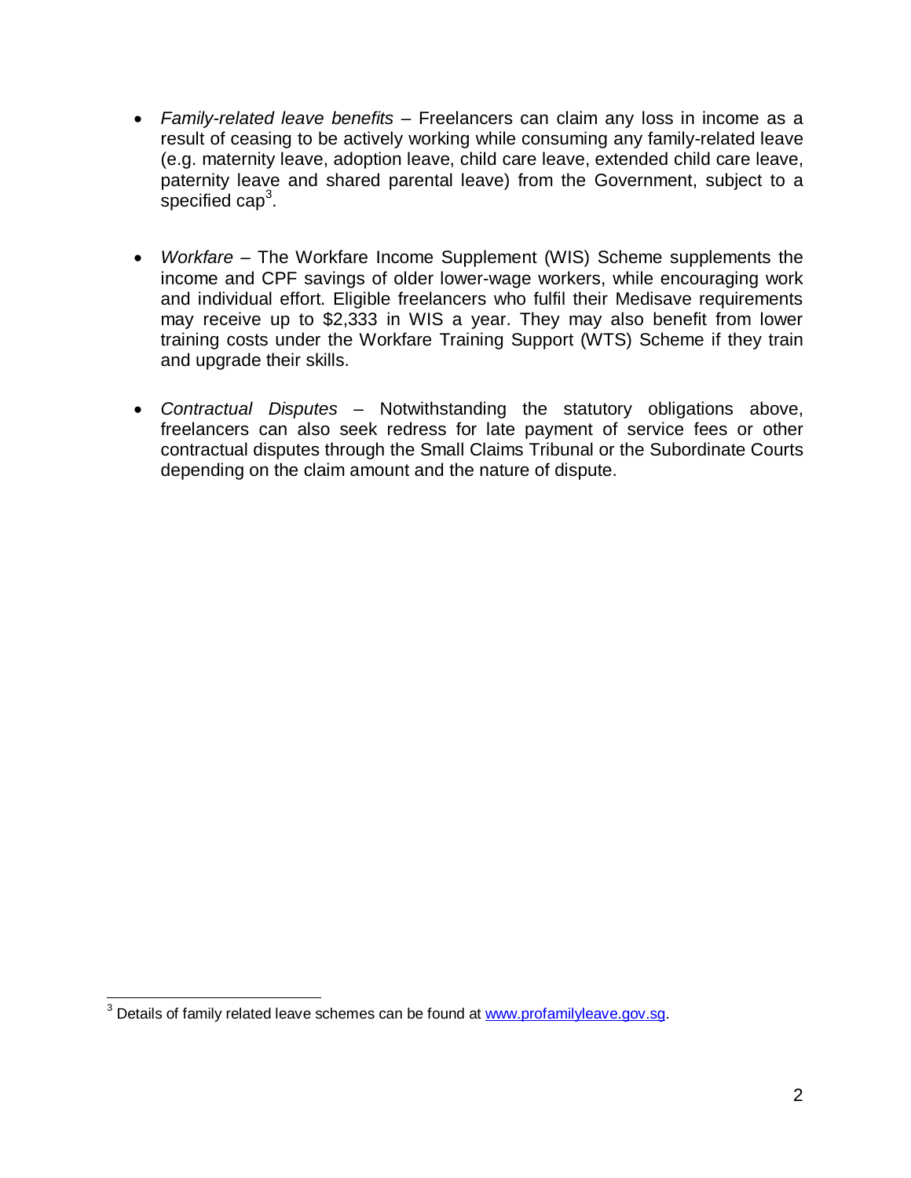- *Family-related leave benefits* – Freelancers can claim any loss in income as a result of ceasing to be actively working while consuming any family-related leave (e.g. maternity leave, adoption leave, child care leave, extended child care leave, paternity leave and shared parental leave) from the Government, subject to a specified cap[3].

- *Workfare* – The Workfare Income Supplement (WIS) Scheme supplements the income and CPF savings of older lower-wage workers, while encouraging work and individual effort. Eligible freelancers who fulfil their Medisave requirements may receive up to $2,333 in WIS a year. They may also benefit from lower training costs under the Workfare Training Support (WTS) Scheme if they train and upgrade their skills.

- *Contractual Disputes* – Notwithstanding the statutory obligations above, freelancers can also seek redress for late payment of service fees or other contractual disputes through the Small Claims Tribunal or the Subordinate Courts depending on the claim amount and the nature of dispute.

---

[3] Details of family related leave schemes can be found at [www.profamilyleave.gov.sg](http://www.profamilyleave.gov.sg).